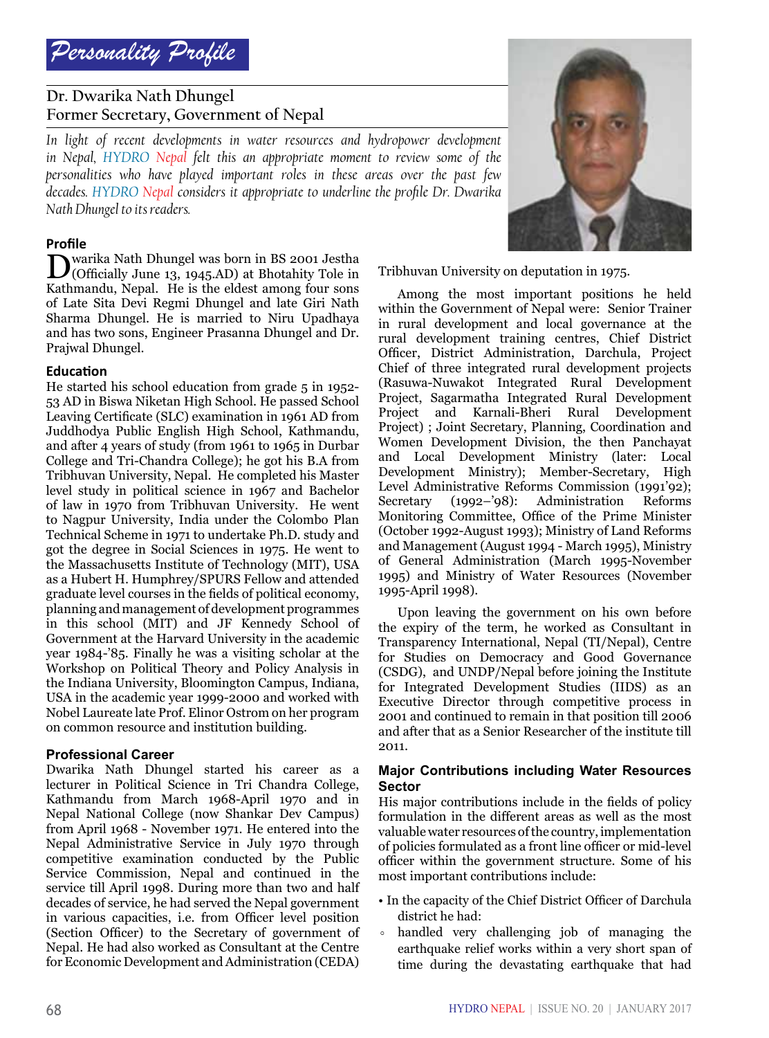# Personality Profile

## Dr. Dwarika Nath Dhungel
## Former Secretary, Government of Nepal

*In light of recent developments in water resources and hydropower development in Nepal, HYDRO Nepal felt this an appropriate moment to review some of the personalities who have played important roles in these areas over the past few decades. HYDRO Nepal considers it appropriate to underline the profile Dr. Dwarika Nath Dhungel to its readers.*

### Profile

Dwarika Nath Dhungel was born in BS 2001 Jestha (Officially June 13, 1945.AD) at Bhotahity Tole in Kathmandu, Nepal. He is the eldest among four sons of Late Sita Devi Regmi Dhungel and late Giri Nath Sharma Dhungel. He is married to Niru Upadhaya and has two sons, Engineer Prasanna Dhungel and Dr. Prajwal Dhungel.

### Education

He started his school education from grade 5 in 1952-53 AD in Biswa Niketan High School. He passed School Leaving Certificate (SLC) examination in 1961 AD from Juddhodya Public English High School, Kathmandu, and after 4 years of study (from 1961 to 1965 in Durbar College and Tri-Chandra College); he got his B.A from Tribhuvan University, Nepal. He completed his Master level study in political science in 1967 and Bachelor of law in 1970 from Tribhuvan University. He went to Nagpur University, India under the Colombo Plan Technical Scheme in 1971 to undertake Ph.D. study and got the degree in Social Sciences in 1975. He went to the Massachusetts Institute of Technology (MIT), USA as a Hubert H. Humphrey/SPURS Fellow and attended graduate level courses in the fields of political economy, planning and management of development programmes in this school (MIT) and JF Kennedy School of Government at the Harvard University in the academic year 1984-'85. Finally he was a visiting scholar at the Workshop on Political Theory and Policy Analysis in the Indiana University, Bloomington Campus, Indiana, USA in the academic year 1999-2000 and worked with Nobel Laureate late Prof. Elinor Ostrom on her program on common resource and institution building.

### Professional Career

Dwarika Nath Dhungel started his career as a lecturer in Political Science in Tri Chandra College, Kathmandu from March 1968-April 1970 and in Nepal National College (now Shankar Dev Campus) from April 1968 - November 1971. He entered into the Nepal Administrative Service in July 1970 through competitive examination conducted by the Public Service Commission, Nepal and continued in the service till April 1998. During more than two and half decades of service, he had served the Nepal government in various capacities, i.e. from Officer level position (Section Officer) to the Secretary of government of Nepal. He had also worked as Consultant at the Centre for Economic Development and Administration (CEDA) Tribhuvan University on deputation in 1975.

Among the most important positions he held within the Government of Nepal were: Senior Trainer in rural development and local governance at the rural development training centres, Chief District Officer, District Administration, Darchula, Project Chief of three integrated rural development projects (Rasuwa-Nuwakot Integrated Rural Development Project, Sagarmatha Integrated Rural Development Project and Karnali-Bheri Rural Development Project) ; Joint Secretary, Planning, Coordination and Women Development Division, the then Panchayat and Local Development Ministry (later: Local Development Ministry); Member-Secretary, High Level Administrative Reforms Commission (1991'92); Secretary (1992–'98): Administration Reforms Monitoring Committee, Office of the Prime Minister (October 1992-August 1993); Ministry of Land Reforms and Management (August 1994 - March 1995), Ministry of General Administration (March 1995-November 1995) and Ministry of Water Resources (November 1995-April 1998).

Upon leaving the government on his own before the expiry of the term, he worked as Consultant in Transparency International, Nepal (TI/Nepal), Centre for Studies on Democracy and Good Governance (CSDG), and UNDP/Nepal before joining the Institute for Integrated Development Studies (IIDS) as an Executive Director through competitive process in 2001 and continued to remain in that position till 2006 and after that as a Senior Researcher of the institute till 2011.

### Major Contributions including Water Resources Sector

His major contributions include in the fields of policy formulation in the different areas as well as the most valuable water resources of the country, implementation of policies formulated as a front line officer or mid-level officer within the government structure. Some of his most important contributions include:

- In the capacity of the Chief District Officer of Darchula district he had:
  - handled very challenging job of managing the earthquake relief works within a very short span of time during the devastating earthquake that had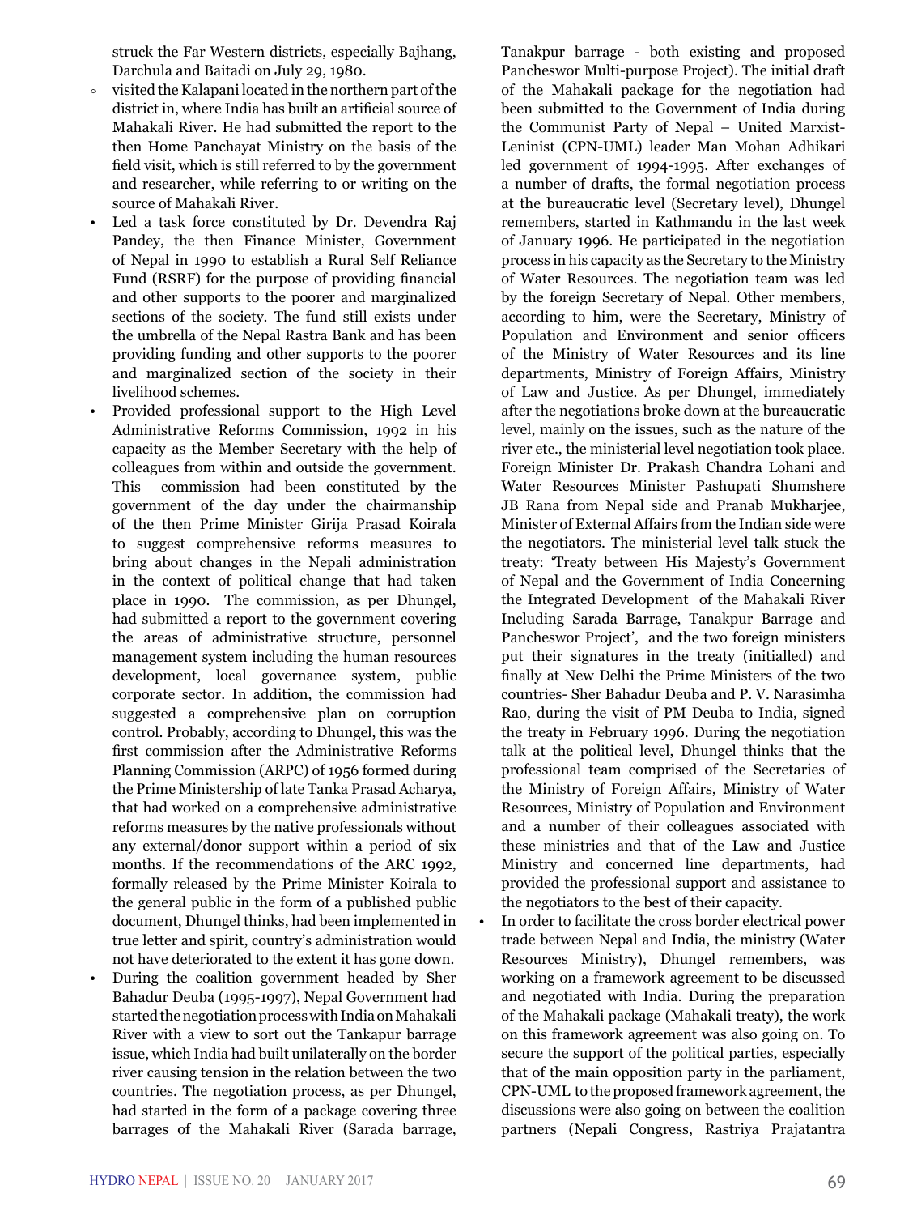struck the Far Western districts, especially Bajhang, Darchula and Baitadi on July 29, 1980.

- visited the Kalapani located in the northern part of the district in, where India has built an artificial source of Mahakali River. He had submitted the report to the then Home Panchayat Ministry on the basis of the field visit, which is still referred to by the government and researcher, while referring to or writing on the source of Mahakali River.

- Led a task force constituted by Dr. Devendra Raj Pandey, the then Finance Minister, Government of Nepal in 1990 to establish a Rural Self Reliance Fund (RSRF) for the purpose of providing financial and other supports to the poorer and marginalized sections of the society. The fund still exists under the umbrella of the Nepal Rastra Bank and has been providing funding and other supports to the poorer and marginalized section of the society in their livelihood schemes.
- Provided professional support to the High Level Administrative Reforms Commission, 1992 in his capacity as the Member Secretary with the help of colleagues from within and outside the government. This commission had been constituted by the government of the day under the chairmanship of the then Prime Minister Girija Prasad Koirala to suggest comprehensive reforms measures to bring about changes in the Nepali administration in the context of political change that had taken place in 1990. The commission, as per Dhungel, had submitted a report to the government covering the areas of administrative structure, personnel management system including the human resources development, local governance system, public corporate sector. In addition, the commission had suggested a comprehensive plan on corruption control. Probably, according to Dhungel, this was the first commission after the Administrative Reforms Planning Commission (ARPC) of 1956 formed during the Prime Ministership of late Tanka Prasad Acharya, that had worked on a comprehensive administrative reforms measures by the native professionals without any external/donor support within a period of six months. If the recommendations of the ARC 1992, formally released by the Prime Minister Koirala to the general public in the form of a published public document, Dhungel thinks, had been implemented in true letter and spirit, country's administration would not have deteriorated to the extent it has gone down.
- During the coalition government headed by Sher Bahadur Deuba (1995-1997), Nepal Government had started the negotiation process with India on Mahakali River with a view to sort out the Tankapur barrage issue, which India had built unilaterally on the border river causing tension in the relation between the two countries. The negotiation process, as per Dhungel, had started in the form of a package covering three barrages of the Mahakali River (Sarada barrage, Tanakpur barrage - both existing and proposed Pancheswor Multi-purpose Project). The initial draft of the Mahakali package for the negotiation had been submitted to the Government of India during the Communist Party of Nepal – United Marxist-Leninist (CPN-UML) leader Man Mohan Adhikari led government of 1994-1995. After exchanges of a number of drafts, the formal negotiation process at the bureaucratic level (Secretary level), Dhungel remembers, started in Kathmandu in the last week of January 1996. He participated in the negotiation process in his capacity as the Secretary to the Ministry of Water Resources. The negotiation team was led by the foreign Secretary of Nepal. Other members, according to him, were the Secretary, Ministry of Population and Environment and senior officers of the Ministry of Water Resources and its line departments, Ministry of Foreign Affairs, Ministry of Law and Justice. As per Dhungel, immediately after the negotiations broke down at the bureaucratic level, mainly on the issues, such as the nature of the river etc., the ministerial level negotiation took place. Foreign Minister Dr. Prakash Chandra Lohani and Water Resources Minister Pashupati Shumshere JB Rana from Nepal side and Pranab Mukharjee, Minister of External Affairs from the Indian side were the negotiators. The ministerial level talk stuck the treaty: 'Treaty between His Majesty's Government of Nepal and the Government of India Concerning the Integrated Development of the Mahakali River Including Sarada Barrage, Tanakpur Barrage and Pancheswor Project', and the two foreign ministers put their signatures in the treaty (initialled) and finally at New Delhi the Prime Ministers of the two countries- Sher Bahadur Deuba and P. V. Narasimha Rao, during the visit of PM Deuba to India, signed the treaty in February 1996. During the negotiation talk at the political level, Dhungel thinks that the professional team comprised of the Secretaries of the Ministry of Foreign Affairs, Ministry of Water Resources, Ministry of Population and Environment and a number of their colleagues associated with these ministries and that of the Law and Justice Ministry and concerned line departments, had provided the professional support and assistance to the negotiators to the best of their capacity.
- In order to facilitate the cross border electrical power trade between Nepal and India, the ministry (Water Resources Ministry), Dhungel remembers, was working on a framework agreement to be discussed and negotiated with India. During the preparation of the Mahakali package (Mahakali treaty), the work on this framework agreement was also going on. To secure the support of the political parties, especially that of the main opposition party in the parliament, CPN-UML to the proposed framework agreement, the discussions were also going on between the coalition partners (Nepali Congress, Rastriya Prajatantra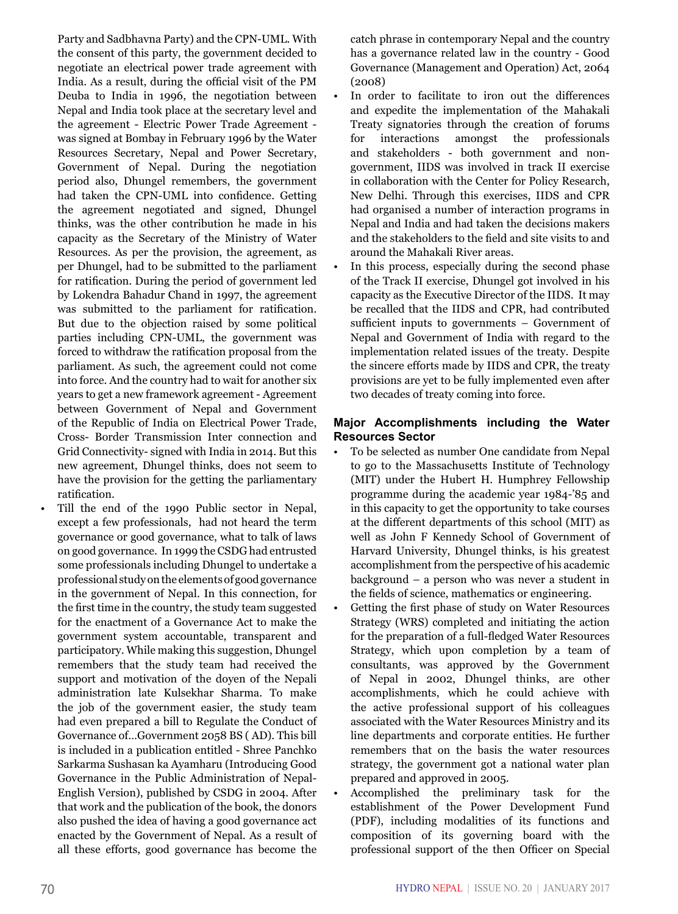Party and Sadbhavna Party) and the CPN-UML. With the consent of this party, the government decided to negotiate an electrical power trade agreement with India. As a result, during the official visit of the PM Deuba to India in 1996, the negotiation between Nepal and India took place at the secretary level and the agreement - Electric Power Trade Agreement - was signed at Bombay in February 1996 by the Water Resources Secretary, Nepal and Power Secretary, Government of Nepal. During the negotiation period also, Dhungel remembers, the government had taken the CPN-UML into confidence. Getting the agreement negotiated and signed, Dhungel thinks, was the other contribution he made in his capacity as the Secretary of the Ministry of Water Resources. As per the provision, the agreement, as per Dhungel, had to be submitted to the parliament for ratification. During the period of government led by Lokendra Bahadur Chand in 1997, the agreement was submitted to the parliament for ratification. But due to the objection raised by some political parties including CPN-UML, the government was forced to withdraw the ratification proposal from the parliament. As such, the agreement could not come into force. And the country had to wait for another six years to get a new framework agreement - Agreement between Government of Nepal and Government of the Republic of India on Electrical Power Trade, Cross- Border Transmission Inter connection and Grid Connectivity- signed with India in 2014. But this new agreement, Dhungel thinks, does not seem to have the provision for the getting the parliamentary ratification.

- Till the end of the 1990 Public sector in Nepal, except a few professionals, had not heard the term governance or good governance, what to talk of laws on good governance. In 1999 the CSDG had entrusted some professionals including Dhungel to undertake a professional study on the elements of good governance in the government of Nepal. In this connection, for the first time in the country, the study team suggested for the enactment of a Governance Act to make the government system accountable, transparent and participatory. While making this suggestion, Dhungel remembers that the study team had received the support and motivation of the doyen of the Nepali administration late Kulsekhar Sharma. To make the job of the government easier, the study team had even prepared a bill to Regulate the Conduct of Governance of...Government 2058 BS ( AD). This bill is included in a publication entitled - Shree Panchko Sarkarma Sushasan ka Ayamharu (Introducing Good Governance in the Public Administration of Nepal- English Version), published by CSDG in 2004. After that work and the publication of the book, the donors also pushed the idea of having a good governance act enacted by the Government of Nepal. As a result of all these efforts, good governance has become the catch phrase in contemporary Nepal and the country has a governance related law in the country - Good Governance (Management and Operation) Act, 2064 (2008)
- In order to facilitate to iron out the differences and expedite the implementation of the Mahakali Treaty signatories through the creation of forums for interactions amongst the professionals and stakeholders - both government and non-government, IIDS was involved in track II exercise in collaboration with the Center for Policy Research, New Delhi. Through this exercises, IIDS and CPR had organised a number of interaction programs in Nepal and India and had taken the decisions makers and the stakeholders to the field and site visits to and around the Mahakali River areas.
- In this process, especially during the second phase of the Track II exercise, Dhungel got involved in his capacity as the Executive Director of the IIDS. It may be recalled that the IIDS and CPR, had contributed sufficient inputs to governments – Government of Nepal and Government of India with regard to the implementation related issues of the treaty. Despite the sincere efforts made by IIDS and CPR, the treaty provisions are yet to be fully implemented even after two decades of treaty coming into force.

## Major Accomplishments including the Water Resources Sector

- To be selected as number One candidate from Nepal to go to the Massachusetts Institute of Technology (MIT) under the Hubert H. Humphrey Fellowship programme during the academic year 1984-'85 and in this capacity to get the opportunity to take courses at the different departments of this school (MIT) as well as John F Kennedy School of Government of Harvard University, Dhungel thinks, is his greatest accomplishment from the perspective of his academic background – a person who was never a student in the fields of science, mathematics or engineering.
- Getting the first phase of study on Water Resources Strategy (WRS) completed and initiating the action for the preparation of a full-fledged Water Resources Strategy, which upon completion by a team of consultants, was approved by the Government of Nepal in 2002, Dhungel thinks, are other accomplishments, which he could achieve with the active professional support of his colleagues associated with the Water Resources Ministry and its line departments and corporate entities. He further remembers that on the basis the water resources strategy, the government got a national water plan prepared and approved in 2005.
- Accomplished the preliminary task for the establishment of the Power Development Fund (PDF), including modalities of its functions and composition of its governing board with the professional support of the then Officer on Special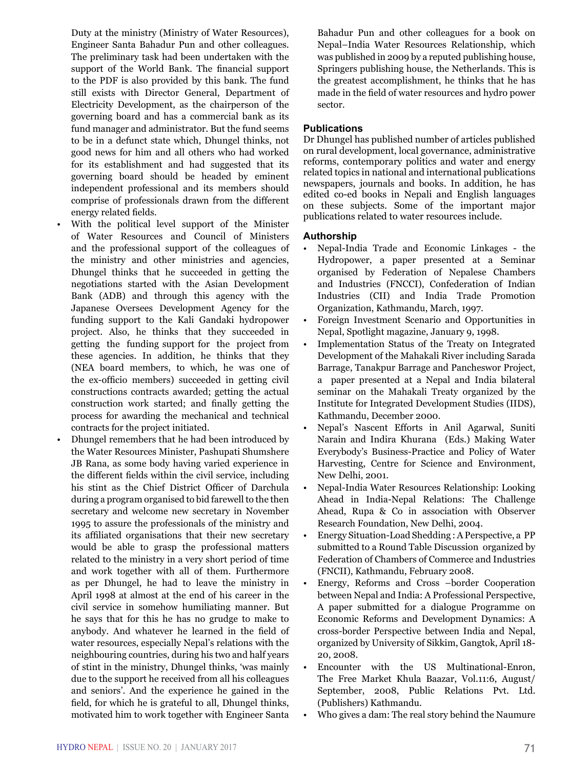Duty at the ministry (Ministry of Water Resources), Engineer Santa Bahadur Pun and other colleagues. The preliminary task had been undertaken with the support of the World Bank. The financial support to the PDF is also provided by this bank. The fund still exists with Director General, Department of Electricity Development, as the chairperson of the governing board and has a commercial bank as its fund manager and administrator. But the fund seems to be in a defunct state which, Dhungel thinks, not good news for him and all others who had worked for its establishment and had suggested that its governing board should be headed by eminent independent professional and its members should comprise of professionals drawn from the different energy related fields.

- With the political level support of the Minister of Water Resources and Council of Ministers and the professional support of the colleagues of the ministry and other ministries and agencies, Dhungel thinks that he succeeded in getting the negotiations started with the Asian Development Bank (ADB) and through this agency with the Japanese Oversees Development Agency for the funding support to the Kali Gandaki hydropower project. Also, he thinks that they succeeded in getting the funding support for the project from these agencies. In addition, he thinks that they (NEA board members, to which, he was one of the ex-officio members) succeeded in getting civil constructions contracts awarded; getting the actual construction work started; and finally getting the process for awarding the mechanical and technical contracts for the project initiated.
- Dhungel remembers that he had been introduced by the Water Resources Minister, Pashupati Shumshere JB Rana, as some body having varied experience in the different fields within the civil service, including his stint as the Chief District Officer of Darchula during a program organised to bid farewell to the then secretary and welcome new secretary in November 1995 to assure the professionals of the ministry and its affiliated organisations that their new secretary would be able to grasp the professional matters related to the ministry in a very short period of time and work together with all of them. Furthermore as per Dhungel, he had to leave the ministry in April 1998 at almost at the end of his career in the civil service in somehow humiliating manner. But he says that for this he has no grudge to make to anybody. And whatever he learned in the field of water resources, especially Nepal's relations with the neighbouring countries, during his two and half years of stint in the ministry, Dhungel thinks, 'was mainly due to the support he received from all his colleagues and seniors'. And the experience he gained in the field, for which he is grateful to all, Dhungel thinks, motivated him to work together with Engineer Santa Bahadur Pun and other colleagues for a book on Nepal–India Water Resources Relationship, which was published in 2009 by a reputed publishing house, Springers publishing house, the Netherlands. This is the greatest accomplishment, he thinks that he has made in the field of water resources and hydro power sector.

### Publications

Dr Dhungel has published number of articles published on rural development, local governance, administrative reforms, contemporary politics and water and energy related topics in national and international publications newspapers, journals and books. In addition, he has edited co-ed books in Nepali and English languages on these subjects. Some of the important major publications related to water resources include.

### Authorship

- Nepal-India Trade and Economic Linkages - the Hydropower, a paper presented at a Seminar organised by Federation of Nepalese Chambers and Industries (FNCCI), Confederation of Indian Industries (CII) and India Trade Promotion Organization, Kathmandu, March, 1997.
- Foreign Investment Scenario and Opportunities in Nepal, Spotlight magazine, January 9, 1998.
- Implementation Status of the Treaty on Integrated Development of the Mahakali River including Sarada Barrage, Tanakpur Barrage and Pancheswor Project, a paper presented at a Nepal and India bilateral seminar on the Mahakali Treaty organized by the Institute for Integrated Development Studies (IIDS), Kathmandu, December 2000.
- Nepal's Nascent Efforts in Anil Agarwal, Suniti Narain and Indira Khurana (Eds.) Making Water Everybody's Business-Practice and Policy of Water Harvesting, Centre for Science and Environment, New Delhi, 2001.
- Nepal-India Water Resources Relationship: Looking Ahead in India-Nepal Relations: The Challenge Ahead, Rupa & Co in association with Observer Research Foundation, New Delhi, 2004.
- Energy Situation-Load Shedding : A Perspective, a PP submitted to a Round Table Discussion organized by Federation of Chambers of Commerce and Industries (FNCII), Kathmandu, February 2008.
- Energy, Reforms and Cross –border Cooperation between Nepal and India: A Professional Perspective, A paper submitted for a dialogue Programme on Economic Reforms and Development Dynamics: A cross-border Perspective between India and Nepal, organized by University of Sikkim, Gangtok, April 18-20, 2008.
- Encounter with the US Multinational-Enron, The Free Market Khula Baazar, Vol.11:6, August/ September, 2008, Public Relations Pvt. Ltd. (Publishers) Kathmandu.
- Who gives a dam: The real story behind the Naumure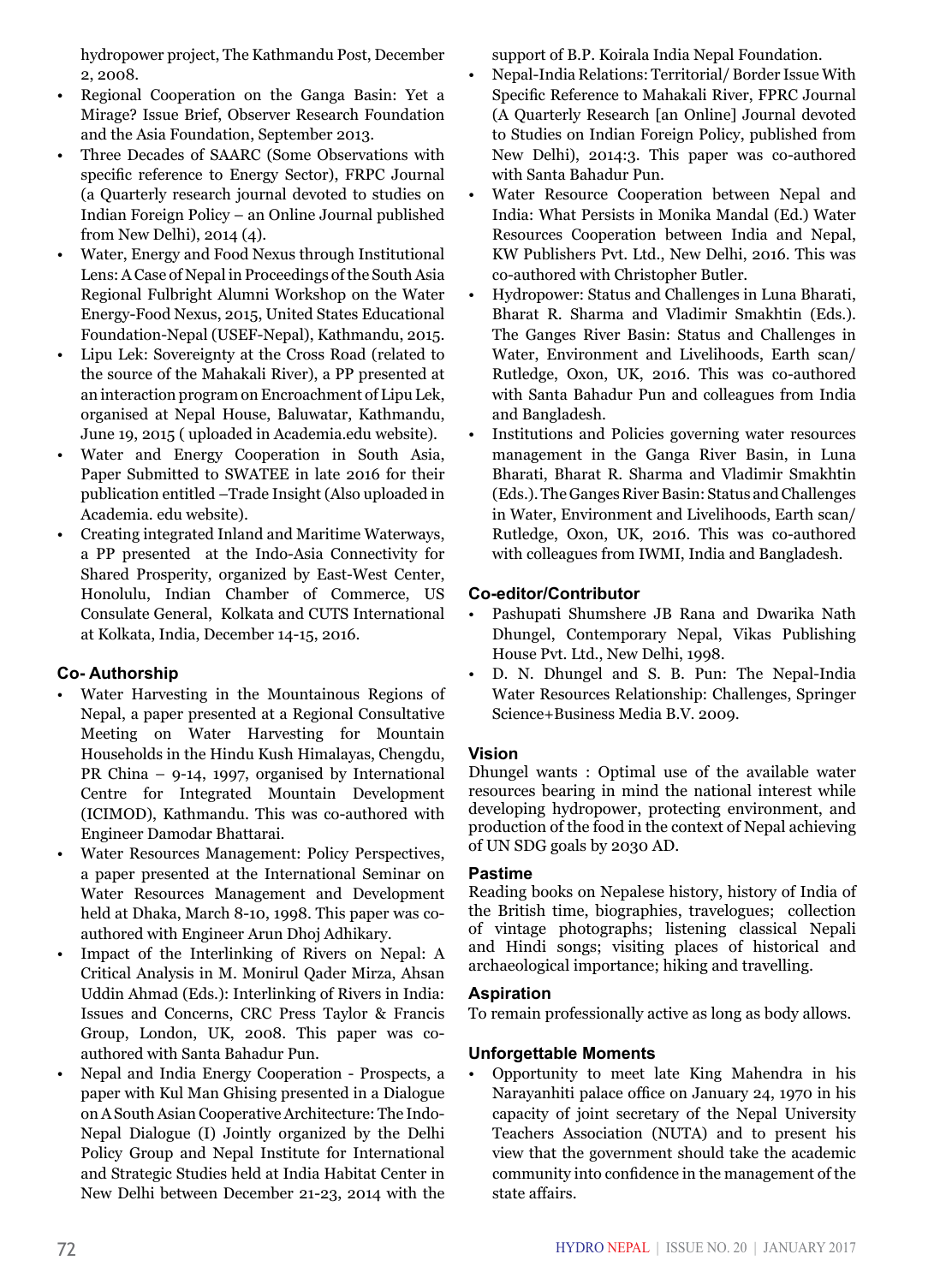hydropower project, The Kathmandu Post, December 2, 2008.

- Regional Cooperation on the Ganga Basin: Yet a Mirage? Issue Brief, Observer Research Foundation and the Asia Foundation, September 2013.
- Three Decades of SAARC (Some Observations with specific reference to Energy Sector), FRPC Journal (a Quarterly research journal devoted to studies on Indian Foreign Policy – an Online Journal published from New Delhi), 2014 (4).
- Water, Energy and Food Nexus through Institutional Lens: A Case of Nepal in Proceedings of the South Asia Regional Fulbright Alumni Workshop on the Water Energy-Food Nexus, 2015, United States Educational Foundation-Nepal (USEF-Nepal), Kathmandu, 2015.
- Lipu Lek: Sovereignty at the Cross Road (related to the source of the Mahakali River), a PP presented at an interaction program on Encroachment of Lipu Lek, organised at Nepal House, Baluwatar, Kathmandu, June 19, 2015 ( uploaded in Academia.edu website).
- Water and Energy Cooperation in South Asia, Paper Submitted to SWATEE in late 2016 for their publication entitled –Trade Insight (Also uploaded in Academia. edu website).
- Creating integrated Inland and Maritime Waterways, a PP presented at the Indo-Asia Connectivity for Shared Prosperity, organized by East-West Center, Honolulu, Indian Chamber of Commerce, US Consulate General, Kolkata and CUTS International at Kolkata, India, December 14-15, 2016.

### Co- Authorship

- Water Harvesting in the Mountainous Regions of Nepal, a paper presented at a Regional Consultative Meeting on Water Harvesting for Mountain Households in the Hindu Kush Himalayas, Chengdu, PR China – 9-14, 1997, organised by International Centre for Integrated Mountain Development (ICIMOD), Kathmandu. This was co-authored with Engineer Damodar Bhattarai.
- Water Resources Management: Policy Perspectives, a paper presented at the International Seminar on Water Resources Management and Development held at Dhaka, March 8-10, 1998. This paper was co-authored with Engineer Arun Dhoj Adhikary.
- Impact of the Interlinking of Rivers on Nepal: A Critical Analysis in M. Monirul Qader Mirza, Ahsan Uddin Ahmad (Eds.): Interlinking of Rivers in India: Issues and Concerns, CRC Press Taylor & Francis Group, London, UK, 2008. This paper was co-authored with Santa Bahadur Pun.
- Nepal and India Energy Cooperation - Prospects, a paper with Kul Man Ghising presented in a Dialogue on A South Asian Cooperative Architecture: The Indo-Nepal Dialogue (I) Jointly organized by the Delhi Policy Group and Nepal Institute for International and Strategic Studies held at India Habitat Center in New Delhi between December 21-23, 2014 with the support of B.P. Koirala India Nepal Foundation.
- Nepal-India Relations: Territorial/ Border Issue With Specific Reference to Mahakali River, FPRC Journal (A Quarterly Research [an Online] Journal devoted to Studies on Indian Foreign Policy, published from New Delhi), 2014:3. This paper was co-authored with Santa Bahadur Pun.
- Water Resource Cooperation between Nepal and India: What Persists in Monika Mandal (Ed.) Water Resources Cooperation between India and Nepal, KW Publishers Pvt. Ltd., New Delhi, 2016. This was co-authored with Christopher Butler.
- Hydropower: Status and Challenges in Luna Bharati, Bharat R. Sharma and Vladimir Smakhtin (Eds.). The Ganges River Basin: Status and Challenges in Water, Environment and Livelihoods, Earth scan/ Rutledge, Oxon, UK, 2016. This was co-authored with Santa Bahadur Pun and colleagues from India and Bangladesh.
- Institutions and Policies governing water resources management in the Ganga River Basin, in Luna Bharati, Bharat R. Sharma and Vladimir Smakhtin (Eds.). The Ganges River Basin: Status and Challenges in Water, Environment and Livelihoods, Earth scan/ Rutledge, Oxon, UK, 2016. This was co-authored with colleagues from IWMI, India and Bangladesh.

### Co-editor/Contributor

- Pashupati Shumshere JB Rana and Dwarika Nath Dhungel, Contemporary Nepal, Vikas Publishing House Pvt. Ltd., New Delhi, 1998.
- D. N. Dhungel and S. B. Pun: The Nepal-India Water Resources Relationship: Challenges, Springer Science+Business Media B.V. 2009.

### Vision

Dhungel wants : Optimal use of the available water resources bearing in mind the national interest while developing hydropower, protecting environment, and production of the food in the context of Nepal achieving of UN SDG goals by 2030 AD.

### Pastime

Reading books on Nepalese history, history of India of the British time, biographies, travelogues; collection of vintage photographs; listening classical Nepali and Hindi songs; visiting places of historical and archaeological importance; hiking and travelling.

### Aspiration

To remain professionally active as long as body allows.

### Unforgettable Moments

- Opportunity to meet late King Mahendra in his Narayanhiti palace office on January 24, 1970 in his capacity of joint secretary of the Nepal University Teachers Association (NUTA) and to present his view that the government should take the academic community into confidence in the management of the state affairs.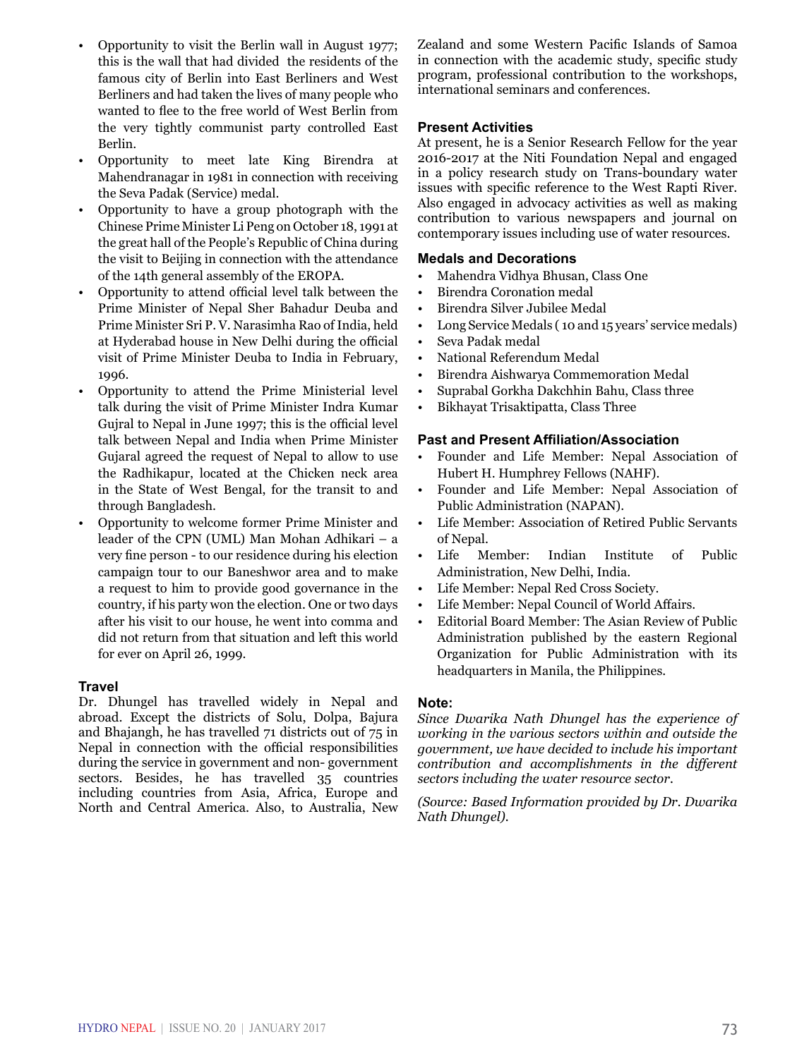- Opportunity to visit the Berlin wall in August 1977; this is the wall that had divided the residents of the famous city of Berlin into East Berliners and West Berliners and had taken the lives of many people who wanted to flee to the free world of West Berlin from the very tightly communist party controlled East Berlin.
- Opportunity to meet late King Birendra at Mahendranagar in 1981 in connection with receiving the Seva Padak (Service) medal.
- Opportunity to have a group photograph with the Chinese Prime Minister Li Peng on October 18, 1991 at the great hall of the People's Republic of China during the visit to Beijing in connection with the attendance of the 14th general assembly of the EROPA.
- Opportunity to attend official level talk between the Prime Minister of Nepal Sher Bahadur Deuba and Prime Minister Sri P. V. Narasimha Rao of India, held at Hyderabad house in New Delhi during the official visit of Prime Minister Deuba to India in February, 1996.
- Opportunity to attend the Prime Ministerial level talk during the visit of Prime Minister Indra Kumar Gujral to Nepal in June 1997; this is the official level talk between Nepal and India when Prime Minister Gujaral agreed the request of Nepal to allow to use the Radhikapur, located at the Chicken neck area in the State of West Bengal, for the transit to and through Bangladesh.
- Opportunity to welcome former Prime Minister and leader of the CPN (UML) Man Mohan Adhikari – a very fine person - to our residence during his election campaign tour to our Baneshwor area and to make a request to him to provide good governance in the country, if his party won the election. One or two days after his visit to our house, he went into comma and did not return from that situation and left this world for ever on April 26, 1999.

### Travel

Dr. Dhungel has travelled widely in Nepal and abroad. Except the districts of Solu, Dolpa, Bajura and Bhajangh, he has travelled 71 districts out of 75 in Nepal in connection with the official responsibilities during the service in government and non- government sectors. Besides, he has travelled 35 countries including countries from Asia, Africa, Europe and North and Central America. Also, to Australia, New Zealand and some Western Pacific Islands of Samoa in connection with the academic study, specific study program, professional contribution to the workshops, international seminars and conferences.

### Present Activities

At present, he is a Senior Research Fellow for the year 2016-2017 at the Niti Foundation Nepal and engaged in a policy research study on Trans-boundary water issues with specific reference to the West Rapti River. Also engaged in advocacy activities as well as making contribution to various newspapers and journal on contemporary issues including use of water resources.

### Medals and Decorations

- Mahendra Vidhya Bhusan, Class One
- Birendra Coronation medal
- Birendra Silver Jubilee Medal
- Long Service Medals ( 10 and 15 years' service medals)
- Seva Padak medal
- National Referendum Medal
- Birendra Aishwarya Commemoration Medal
- Suprabal Gorkha Dakchhin Bahu, Class three
- Bikhayat Trisaktipatta, Class Three

### Past and Present Affiliation/Association

- Founder and Life Member: Nepal Association of Hubert H. Humphrey Fellows (NAHF).
- Founder and Life Member: Nepal Association of Public Administration (NAPAN).
- Life Member: Association of Retired Public Servants of Nepal.
- Life Member: Indian Institute of Public Administration, New Delhi, India.
- Life Member: Nepal Red Cross Society.
- Life Member: Nepal Council of World Affairs.
- Editorial Board Member: The Asian Review of Public Administration published by the eastern Regional Organization for Public Administration with its headquarters in Manila, the Philippines.

### Note:

*Since Dwarika Nath Dhungel has the experience of working in the various sectors within and outside the government, we have decided to include his important contribution and accomplishments in the different sectors including the water resource sector.*

*(Source: Based Information provided by Dr. Dwarika Nath Dhungel).*